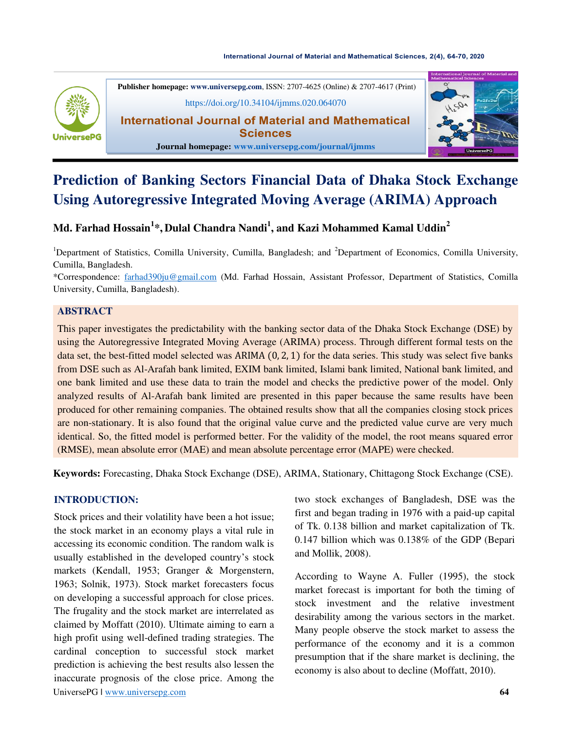Publisher homepage: www.universepg.com, ISSN: 2707-4625 (Online) & 2707-4617 (Print)

https://doi.org/10.34104/ijmms.020.064070

International Journal of Material and Mathematical Sciences

Journal homepage: www.universepg.com/journal/ijmms

# Prediction of Banking Sectors Financial Data of Dhaka Stock Exchange Using Autoregressive Integrated Moving Average (ARIMA) Approach

**Md. Farhad Hossain[1]\*, Dulal Chandra Nandi[1], and Kazi Mohammed Kamal Uddin[2]**

[1]Department of Statistics, Comilla University, Cumilla, Bangladesh; and [2]Department of Economics, Comilla University, Cumilla, Bangladesh.

\*Correspondence: farhad390ju@gmail.com (Md. Farhad Hossain, Assistant Professor, Department of Statistics, Comilla University, Cumilla, Bangladesh).

## ABSTRACT

This paper investigates the predictability with the banking sector data of the Dhaka Stock Exchange (DSE) by using the Autoregressive Integrated Moving Average (ARIMA) process. Through different formal tests on the data set, the best-fitted model selected was ARIMA $(0, 2, 1)$ for the data series. This study was select five banks from DSE such as Al-Arafah bank limited, EXIM bank limited, Islami bank limited, National bank limited, and one bank limited and use these data to train the model and checks the predictive power of the model. Only analyzed results of Al-Arafah bank limited are presented in this paper because the same results have been produced for other remaining companies. The obtained results show that all the companies closing stock prices are non-stationary. It is also found that the original value curve and the predicted value curve are very much identical. So, the fitted model is performed better. For the validity of the model, the root means squared error (RMSE), mean absolute error (MAE) and mean absolute percentage error (MAPE) were checked.

**Keywords:** Forecasting, Dhaka Stock Exchange (DSE), ARIMA, Stationary, Chittagong Stock Exchange (CSE).

## INTRODUCTION:

Stock prices and their volatility have been a hot issue; the stock market in an economy plays a vital rule in accessing its economic condition. The random walk is usually established in the developed country's stock markets (Kendall, 1953; Granger & Morgenstern, 1963; Solnik, 1973). Stock market forecasters focus on developing a successful approach for close prices. The frugality and the stock market are interrelated as claimed by Moffatt (2010). Ultimate aiming to earn a high profit using well-defined trading strategies. The cardinal conception to successful stock market prediction is achieving the best results also lessen the inaccurate prognosis of the close price. Among the two stock exchanges of Bangladesh, DSE was the first and began trading in 1976 with a paid-up capital of Tk. 0.138 billion and market capitalization of Tk. 0.147 billion which was 0.138% of the GDP (Bepari and Mollik, 2008).

According to Wayne A. Fuller (1995), the stock market forecast is important for both the timing of stock investment and the relative investment desirability among the various sectors in the market. Many people observe the stock market to assess the performance of the economy and it is a common presumption that if the share market is declining, the economy is also about to decline (Moffatt, 2010).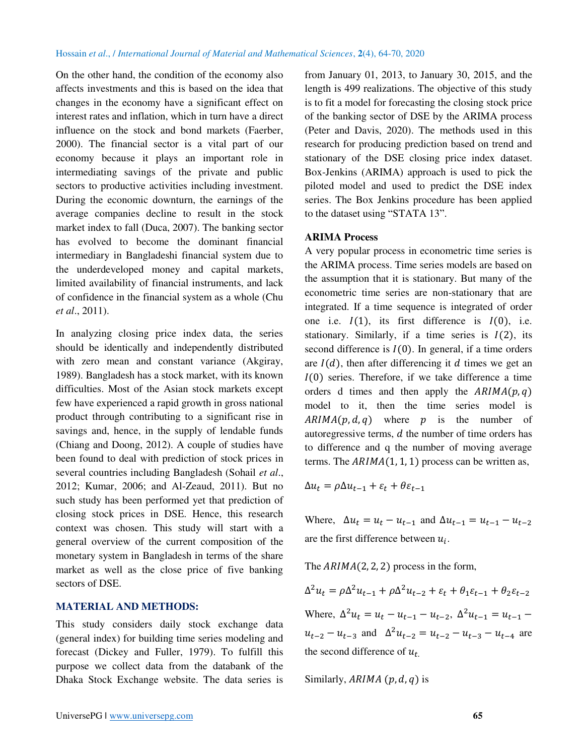On the other hand, the condition of the economy also affects investments and this is based on the idea that changes in the economy have a significant effect on interest rates and inflation, which in turn have a direct influence on the stock and bond markets (Faerber, 2000). The financial sector is a vital part of our economy because it plays an important role in intermediating savings of the private and public sectors to productive activities including investment. During the economic downturn, the earnings of the average companies decline to result in the stock market index to fall (Duca, 2007). The banking sector has evolved to become the dominant financial intermediary in Bangladeshi financial system due to the underdeveloped money and capital markets, limited availability of financial instruments, and lack of confidence in the financial system as a whole (Chu *et al*., 2011).

In analyzing closing price index data, the series should be identically and independently distributed with zero mean and constant variance (Akgiray, 1989). Bangladesh has a stock market, with its known difficulties. Most of the Asian stock markets except few have experienced a rapid growth in gross national product through contributing to a significant rise in savings and, hence, in the supply of lendable funds (Chiang and Doong, 2012). A couple of studies have been found to deal with prediction of stock prices in several countries including Bangladesh (Sohail *et al*., 2012; Kumar, 2006; and Al-Zeaud, 2011). But no such study has been performed yet that prediction of closing stock prices in DSE. Hence, this research context was chosen. This study will start with a general overview of the current composition of the monetary system in Bangladesh in terms of the share market as well as the close price of five banking sectors of DSE.

## MATERIAL AND METHODS:

This study considers daily stock exchange data (general index) for building time series modeling and forecast (Dickey and Fuller, 1979). To fulfill this purpose we collect data from the databank of the Dhaka Stock Exchange website. The data series is from January 01, 2013, to January 30, 2015, and the length is 499 realizations. The objective of this study is to fit a model for forecasting the closing stock price of the banking sector of DSE by the ARIMA process (Peter and Davis, 2020). The methods used in this research for producing prediction based on trend and stationary of the DSE closing price index dataset. Box-Jenkins (ARIMA) approach is used to pick the piloted model and used to predict the DSE index series. The Box Jenkins procedure has been applied to the dataset using "STATA 13".

### ARIMA Process

A very popular process in econometric time series is the ARIMA process. Time series models are based on the assumption that it is stationary. But many of the econometric time series are non-stationary that are integrated. If a time sequence is integrated of order one i.e. $I(1)$, its first difference is $I(0)$, i.e. stationary. Similarly, if a time series is $I(2)$, its second difference is $I(0)$. In general, if a time orders are $I(d)$, then after differencing it $d$ times we get an $I(0)$ series. Therefore, if we take difference a time orders d times and then apply the $ARIMA(p, q)$ model to it, then the time series model is $ARIMA(p, d, q)$ where $p$ is the number of autoregressive terms, $d$ the number of time orders has to difference and q the number of moving average terms. The $ARIMA(1, 1, 1)$ process can be written as,

$$\Delta u_t = \rho \Delta u_{t-1} + \varepsilon_t + \theta \varepsilon_{t-1}$$

Where, $\Delta u_t = u_t - u_{t-1}$ and $\Delta u_{t-1} = u_{t-1} - u_{t-2}$ are the first difference between $u_i$.

The $ARIMA(2, 2, 2)$ process in the form,

$$\Delta^2 u_t = \rho \Delta^2 u_{t-1} + \rho \Delta^2 u_{t-2} + \varepsilon_t + \theta_1 \varepsilon_{t-1} + \theta_2 \varepsilon_{t-2}$$

Where, $\Delta^2 u_t = u_t - u_{t-1} - u_{t-2}$, $\Delta^2 u_{t-1} = u_{t-1} - u_{t-2} - u_{t-3}$ and $\Delta^2 u_{t-2} = u_{t-2} - u_{t-3} - u_{t-4}$ are the second difference of $u_t$.

Similarly, $ARIMA\ (p, d, q)$ is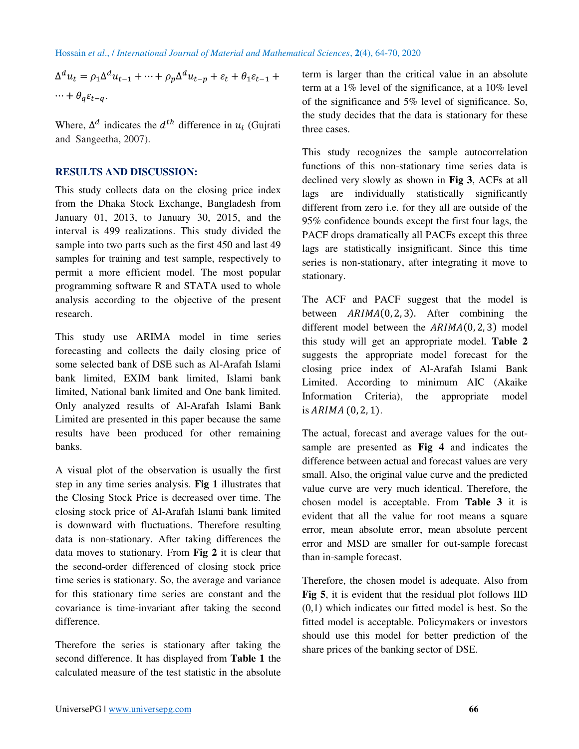$$\Delta^d u_t = \rho_1 \Delta^d u_{t-1} + \cdots + \rho_p \Delta^d u_{t-p} + \varepsilon_t + \theta_1 \varepsilon_{t-1} + \cdots + \theta_q \varepsilon_{t-q}.$$

Where, $\Delta^d$ indicates the $d^{th}$ difference in $u_i$ (Gujrati and Sangeetha, 2007).

## RESULTS AND DISCUSSION:

This study collects data on the closing price index from the Dhaka Stock Exchange, Bangladesh from January 01, 2013, to January 30, 2015, and the interval is 499 realizations. This study divided the sample into two parts such as the first 450 and last 49 samples for training and test sample, respectively to permit a more efficient model. The most popular programming software R and STATA used to whole analysis according to the objective of the present research.

This study use ARIMA model in time series forecasting and collects the daily closing price of some selected bank of DSE such as Al-Arafah Islami bank limited, EXIM bank limited, Islami bank limited, National bank limited and One bank limited. Only analyzed results of Al-Arafah Islami Bank Limited are presented in this paper because the same results have been produced for other remaining banks.

A visual plot of the observation is usually the first step in any time series analysis. **Fig 1** illustrates that the Closing Stock Price is decreased over time. The closing stock price of Al-Arafah Islami bank limited is downward with fluctuations. Therefore resulting data is non-stationary. After taking differences the data moves to stationary. From **Fig 2** it is clear that the second-order differenced of closing stock price time series is stationary. So, the average and variance for this stationary time series are constant and the covariance is time-invariant after taking the second difference.

Therefore the series is stationary after taking the second difference. It has displayed from **Table 1** the calculated measure of the test statistic in the absolute term is larger than the critical value in an absolute term at a 1% level of the significance, at a 10% level of the significance and 5% level of significance. So, the study decides that the data is stationary for these three cases.

This study recognizes the sample autocorrelation functions of this non-stationary time series data is declined very slowly as shown in **Fig 3**, ACFs at all lags are individually statistically significantly different from zero i.e. for they all are outside of the 95% confidence bounds except the first four lags, the PACF drops dramatically all PACFs except this three lags are statistically insignificant. Since this time series is non-stationary, after integrating it move to stationary.

The ACF and PACF suggest that the model is between $ARIMA(0,2,3)$. After combining the different model between the $ARIMA(0,2,3)$ model this study will get an appropriate model. **Table 2** suggests the appropriate model forecast for the closing price index of Al-Arafah Islami Bank Limited. According to minimum AIC (Akaike Information Criteria), the appropriate model is $ARIMA\ (0,2,1)$.

The actual, forecast and average values for the out-sample are presented as **Fig 4** and indicates the difference between actual and forecast values are very small. Also, the original value curve and the predicted value curve are very much identical. Therefore, the chosen model is acceptable. From **Table 3** it is evident that all the value for root means a square error, mean absolute error, mean absolute percent error and MSD are smaller for out-sample forecast than in-sample forecast.

Therefore, the chosen model is adequate. Also from **Fig 5**, it is evident that the residual plot follows IID (0,1) which indicates our fitted model is best. So the fitted model is acceptable. Policymakers or investors should use this model for better prediction of the share prices of the banking sector of DSE.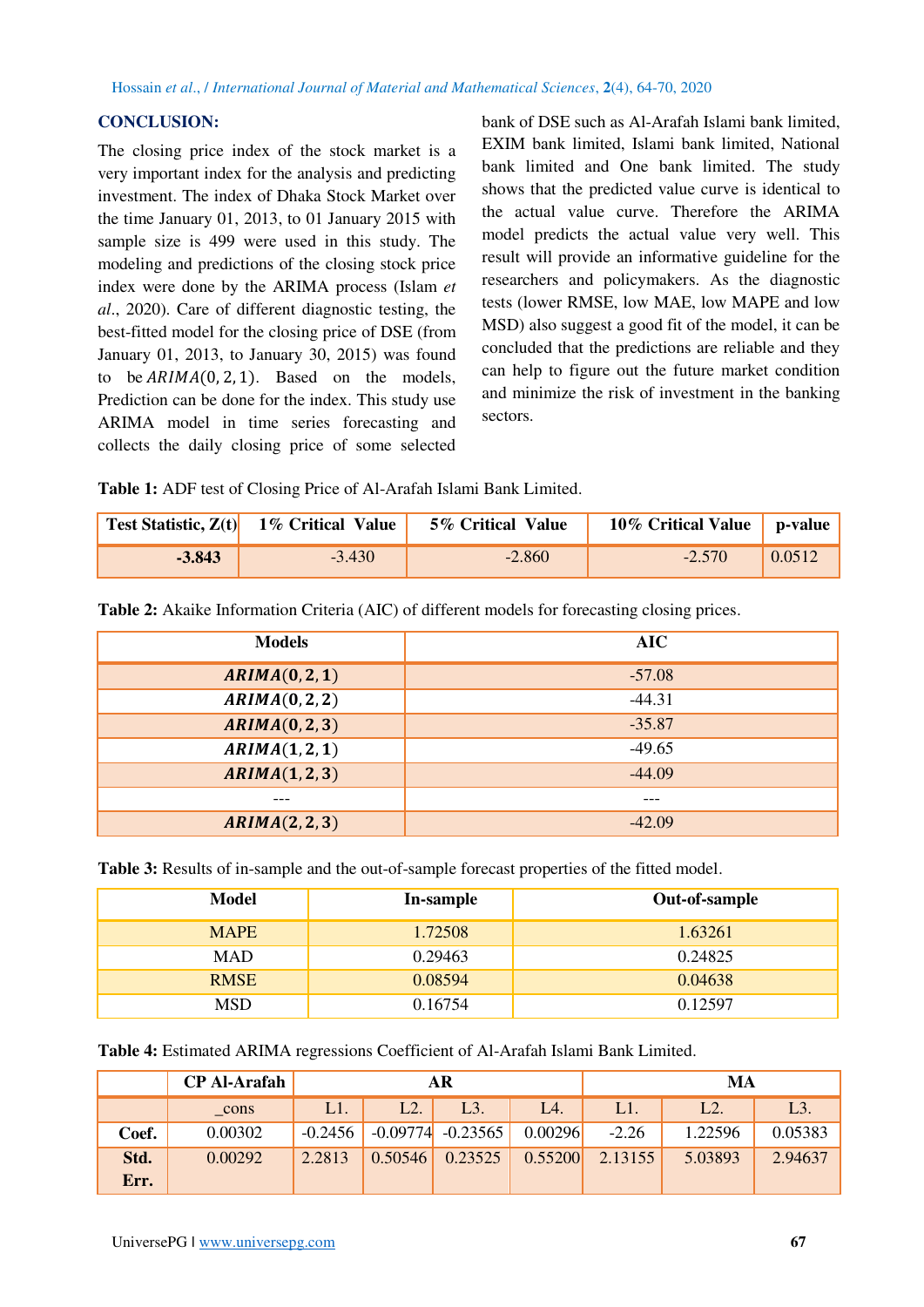## CONCLUSION:

The closing price index of the stock market is a very important index for the analysis and predicting investment. The index of Dhaka Stock Market over the time January 01, 2013, to 01 January 2015 with sample size is 499 were used in this study. The modeling and predictions of the closing stock price index were done by the ARIMA process (Islam *et al*., 2020). Care of different diagnostic testing, the best-fitted model for the closing price of DSE (from January 01, 2013, to January 30, 2015) was found to be $ARIMA(0,2,1)$. Based on the models, Prediction can be done for the index. This study use ARIMA model in time series forecasting and collects the daily closing price of some selected bank of DSE such as Al-Arafah Islami bank limited, EXIM bank limited, Islami bank limited, National bank limited and One bank limited. The study shows that the predicted value curve is identical to the actual value curve. Therefore the ARIMA model predicts the actual value very well. This result will provide an informative guideline for the researchers and policymakers. As the diagnostic tests (lower RMSE, low MAE, low MAPE and low MSD) also suggest a good fit of the model, it can be concluded that the predictions are reliable and they can help to figure out the future market condition and minimize the risk of investment in the banking sectors.

**Table 1:** ADF test of Closing Price of Al-Arafah Islami Bank Limited.

| Test Statistic, Z(t) | 1% Critical Value | 5% Critical Value | 10% Critical Value | p-value |
|---|---|---|---|---|
| **-3.843** | -3.430 | -2.860 | -2.570 | 0.0512 |

**Table 2:** Akaike Information Criteria (AIC) of different models for forecasting closing prices.

| Models | AIC |
|---|---|
| $\boldsymbol{ARIMA(0,2,1)}$ | -57.08 |
| $\boldsymbol{ARIMA(0,2,2)}$ | -44.31 |
| $\boldsymbol{ARIMA(0,2,3)}$ | -35.87 |
| $\boldsymbol{ARIMA(1,2,1)}$ | -49.65 |
| $\boldsymbol{ARIMA(1,2,3)}$ | -44.09 |
| --- | --- |
| $\boldsymbol{ARIMA(2,2,3)}$ | -42.09 |

**Table 3:** Results of in-sample and the out-of-sample forecast properties of the fitted model.

| Model | In-sample | Out-of-sample |
|---|---|---|
| MAPE | 1.72508 | 1.63261 |
| MAD | 0.29463 | 0.24825 |
| RMSE | 0.08594 | 0.04638 |
| MSD | 0.16754 | 0.12597 |

**Table 4:** Estimated ARIMA regressions Coefficient of Al-Arafah Islami Bank Limited.

| | CP Al-Arafah | AR | | | | MA | | |
|---|---|---|---|---|---|---|---|---|
| | _cons | L1. | L2. | L3. | L4. | L1. | L2. | L3. |
| **Coef.** | 0.00302 | -0.2456 | -0.09774 | -0.23565 | 0.00296 | -2.26 | 1.22596 | 0.05383 |
| **Std. Err.** | 0.00292 | 2.2813 | 0.50546 | 0.23525 | 0.55200 | 2.13155 | 5.03893 | 2.94637 |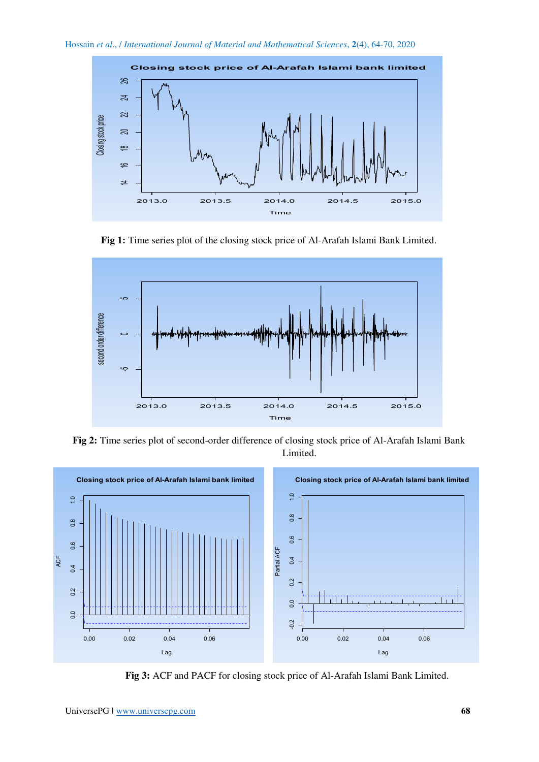**Fig 1:** Time series plot of the closing stock price of Al-Arafah Islami Bank Limited.

**Fig 2:** Time series plot of second-order difference of closing stock price of Al-Arafah Islami Bank Limited.

**Fig 3:** ACF and PACF for closing stock price of Al-Arafah Islami Bank Limited.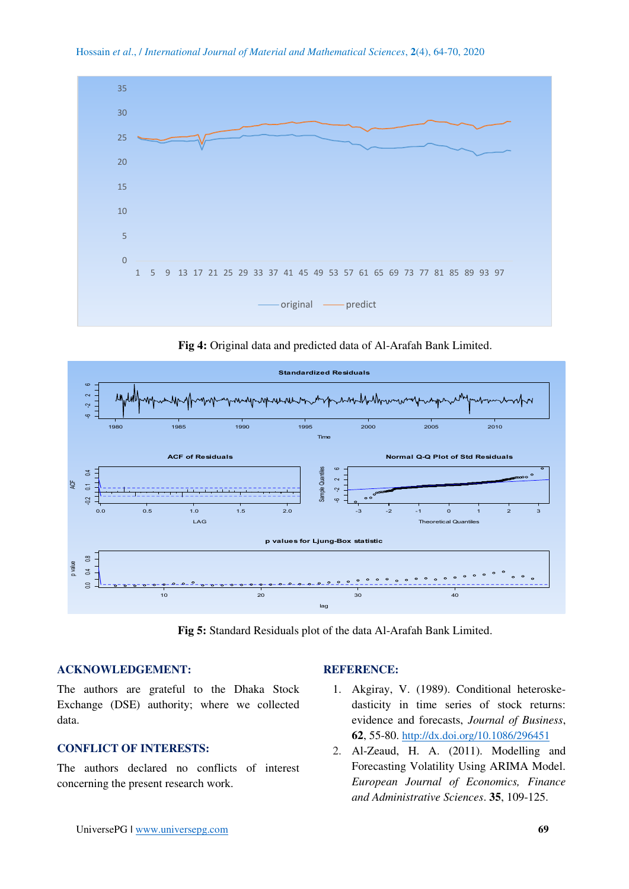Fig 4: Original data and predicted data of Al-Arafah Bank Limited.

Fig 5: Standard Residuals plot of the data Al-Arafah Bank Limited.

## ACKNOWLEDGEMENT:

The authors are grateful to the Dhaka Stock Exchange (DSE) authority; where we collected data.

## CONFLICT OF INTERESTS:

The authors declared no conflicts of interest concerning the present research work.

## REFERENCE:

1. Akgiray, V. (1989). Conditional heteroskedasticity in time series of stock returns: evidence and forecasts, *Journal of Business*, **62**, 55-80. http://dx.doi.org/10.1086/296451
2. Al-Zeaud, H. A. (2011). Modelling and Forecasting Volatility Using ARIMA Model. *European Journal of Economics, Finance and Administrative Sciences*. **35**, 109-125.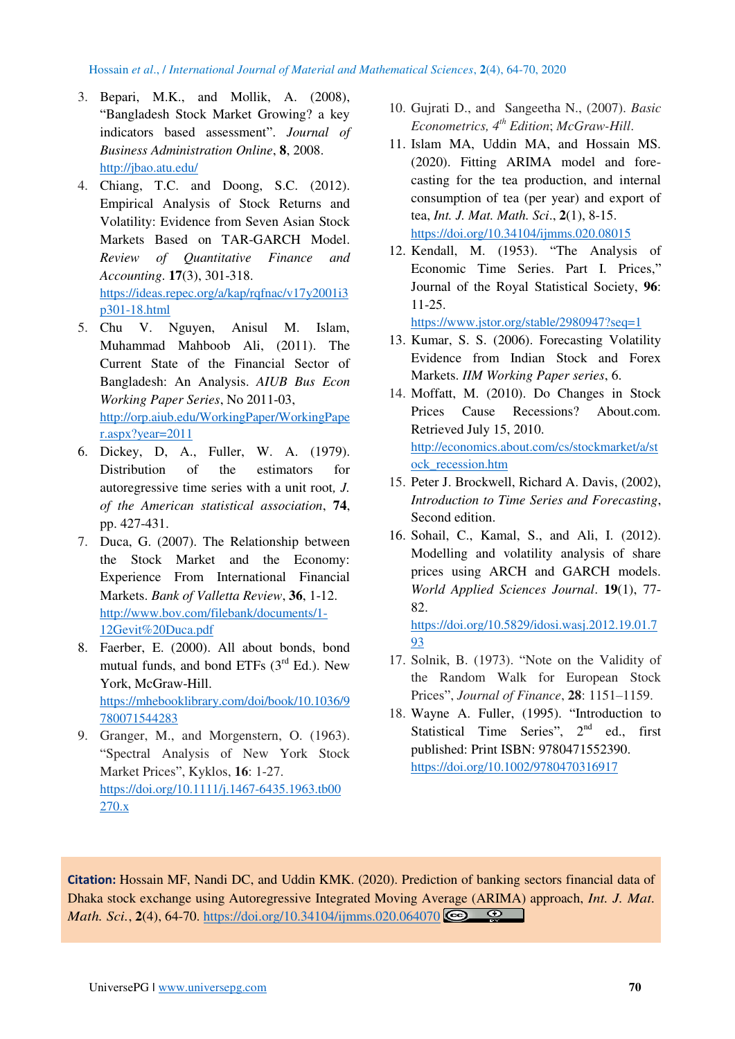3. Bepari, M.K., and Mollik, A. (2008), "Bangladesh Stock Market Growing? a key indicators based assessment". *Journal of Business Administration Online*, **8**, 2008. http://jbao.atu.edu/

4. Chiang, T.C. and Doong, S.C. (2012). Empirical Analysis of Stock Returns and Volatility: Evidence from Seven Asian Stock Markets Based on TAR-GARCH Model. *Review of Quantitative Finance and Accounting*. **17**(3), 301-318. https://ideas.repec.org/a/kap/rqfnac/v17y2001i3p301-18.html

5. Chu V. Nguyen, Anisul M. Islam, Muhammad Mahboob Ali, (2011). The Current State of the Financial Sector of Bangladesh: An Analysis. *AIUB Bus Econ Working Paper Series*, No 2011-03, http://orp.aiub.edu/WorkingPaper/WorkingPaper.aspx?year=2011

6. Dickey, D, A., Fuller, W. A. (1979). Distribution of the estimators for autoregressive time series with a unit root, *J. of the American statistical association*, **74**, pp. 427-431.

7. Duca, G. (2007). The Relationship between the Stock Market and the Economy: Experience From International Financial Markets. *Bank of Valletta Review*, **36**, 1-12. http://www.bov.com/filebank/documents/1-12Gevit%20Duca.pdf

8. Faerber, E. (2000). All about bonds, bond mutual funds, and bond ETFs (3rd Ed.). New York, McGraw-Hill. https://mhebooklibrary.com/doi/book/10.1036/9780071544283

9. Granger, M., and Morgenstern, O. (1963). "Spectral Analysis of New York Stock Market Prices", Kyklos, **16**: 1-27. https://doi.org/10.1111/j.1467-6435.1963.tb00270.x

10. Gujrati D., and Sangeetha N., (2007). *Basic Econometrics, 4th Edition*; *McGraw-Hill*.

11. Islam MA, Uddin MA, and Hossain MS. (2020). Fitting ARIMA model and forecasting for the tea production, and internal consumption of tea (per year) and export of tea, *Int. J. Mat. Math. Sci*., **2**(1), 8-15. https://doi.org/10.34104/ijmms.020.08015

12. Kendall, M. (1953). "The Analysis of Economic Time Series. Part I. Prices," Journal of the Royal Statistical Society, **96**: 11-25. https://www.jstor.org/stable/2980947?seq=1

13. Kumar, S. S. (2006). Forecasting Volatility Evidence from Indian Stock and Forex Markets. *IIM Working Paper series*, 6.

14. Moffatt, M. (2010). Do Changes in Stock Prices Cause Recessions? About.com. Retrieved July 15, 2010. http://economics.about.com/cs/stockmarket/a/stock_recession.htm

15. Peter J. Brockwell, Richard A. Davis, (2002), *Introduction to Time Series and Forecasting*, Second edition.

16. Sohail, C., Kamal, S., and Ali, I. (2012). Modelling and volatility analysis of share prices using ARCH and GARCH models. *World Applied Sciences Journal*. **19**(1), 77-82. https://doi.org/10.5829/idosi.wasj.2012.19.01.793

17. Solnik, B. (1973). "Note on the Validity of the Random Walk for European Stock Prices", *Journal of Finance*, **28**: 1151–1159.

18. Wayne A. Fuller, (1995). "Introduction to Statistical Time Series", 2nd ed., first published: Print ISBN: 9780471552390. https://doi.org/10.1002/9780470316917

**Citation:** Hossain MF, Nandi DC, and Uddin KMK. (2020). Prediction of banking sectors financial data of Dhaka stock exchange using Autoregressive Integrated Moving Average (ARIMA) approach, *Int. J. Mat. Math. Sci.*, **2**(4), 64-70. https://doi.org/10.34104/ijmms.020.064070